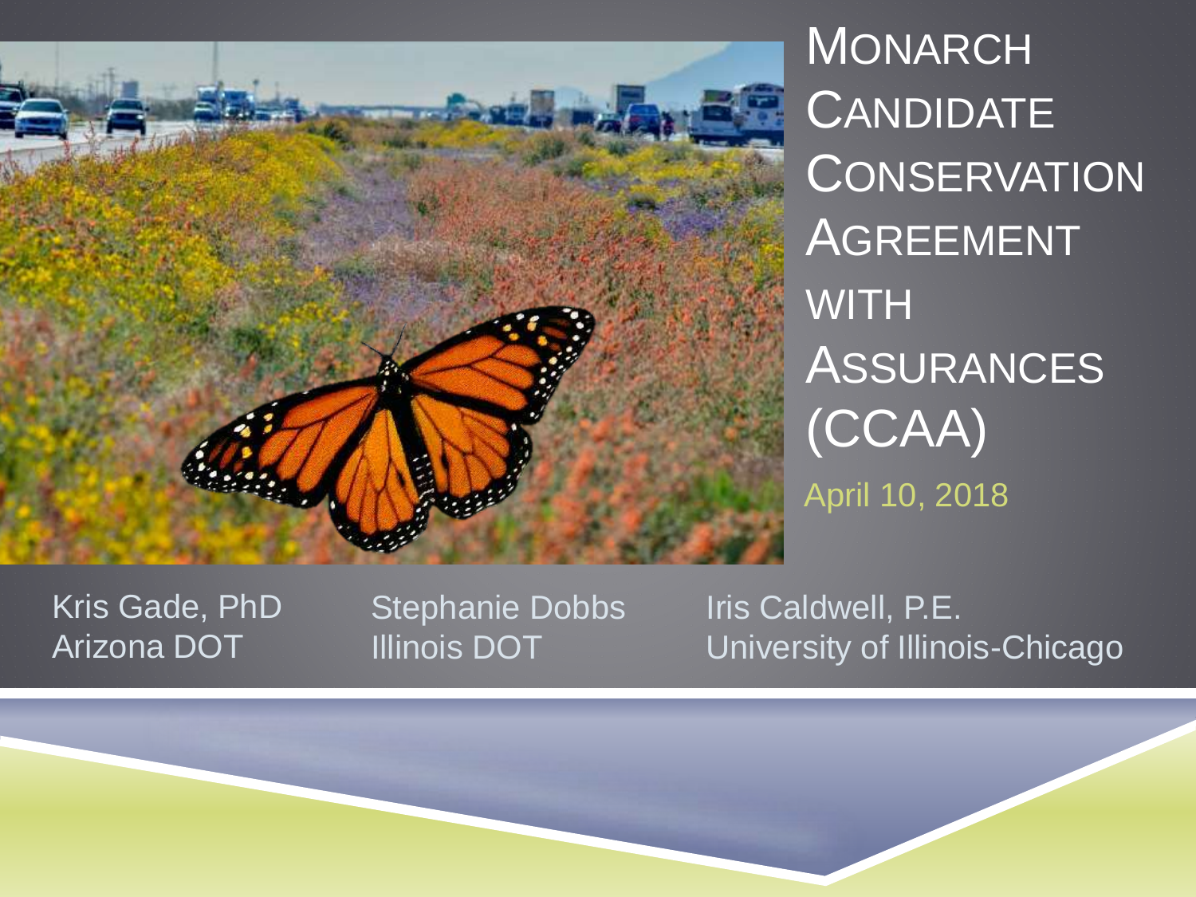# Monarch Candidate Conservation Agreement with Assurances (CCAA)

April 10, 2018

Kris Gade, PhD
Arizona DOT

Stephanie Dobbs
Illinois DOT

Iris Caldwell, P.E.
University of Illinois-Chicago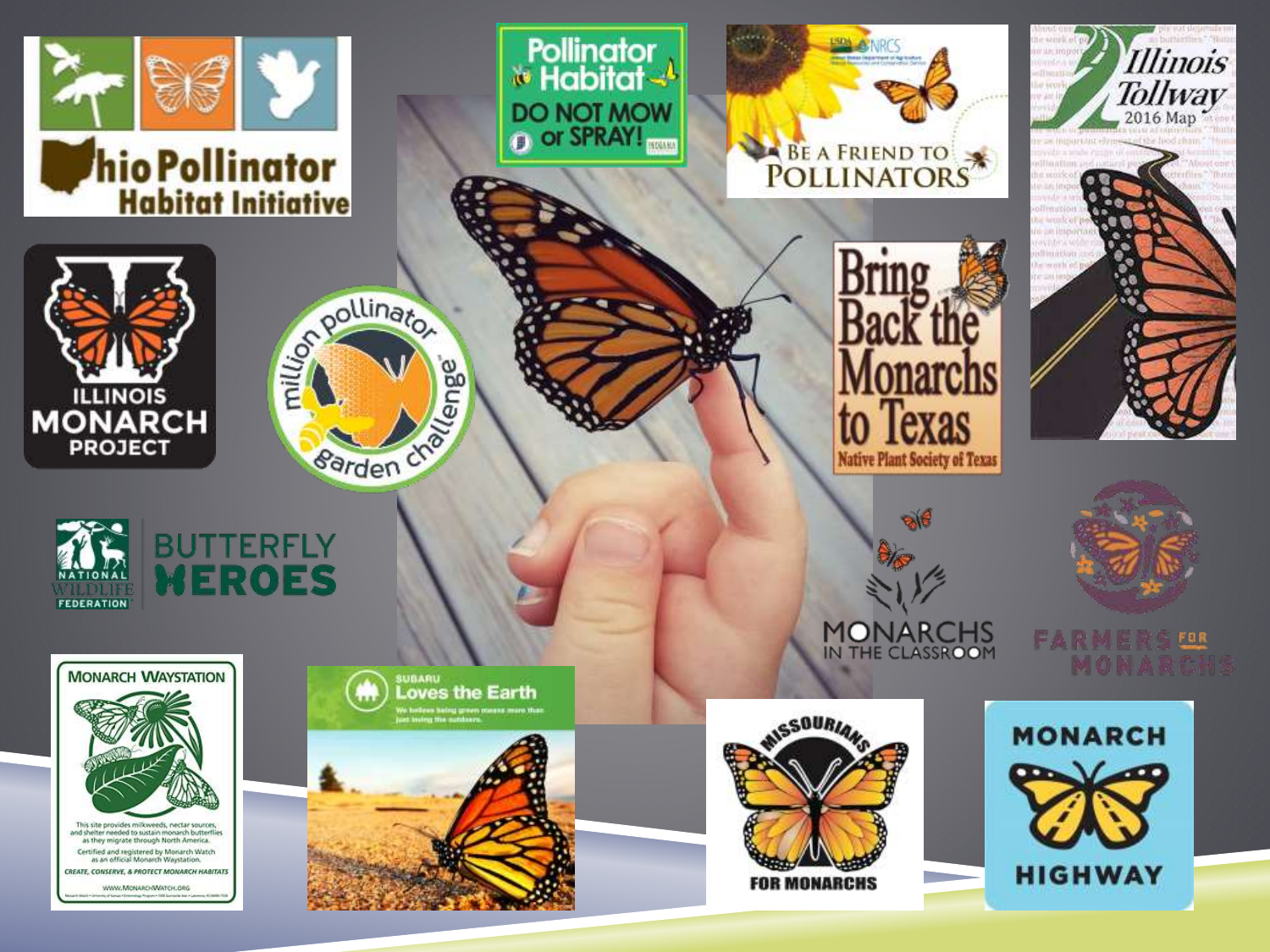Ohio Pollinator Habitat Initiative

Pollinator Habitat
DO NOT MOW or SPRAY!

USDA NRCS
BE A FRIEND TO POLLINATORS

Illinois Tollway 2016 Map

ILLINOIS MONARCH PROJECT

million pollinator garden challenge

Bring Back the Monarchs to Texas
Native Plant Society of Texas

NATIONAL WILDLIFE FEDERATION
BUTTERFLY HEROES

MONARCHS IN THE CLASSROOM

FARMERS FOR MONARCHS

MONARCH WAYSTATION
This site provides milkweeds, nectar sources, and shelter needed to sustain monarch butterflies as they migrate through North America.
Certified and registered by Monarch Watch as an official Monarch Waystation.
CREATE, CONSERVE, & PROTECT MONARCH HABITATS
WWW.MONARCHWATCH.ORG

SUBARU
Loves the Earth
We believe being green means more than just loving the outdoors.

MISSOURIANS FOR MONARCHS

MONARCH HIGHWAY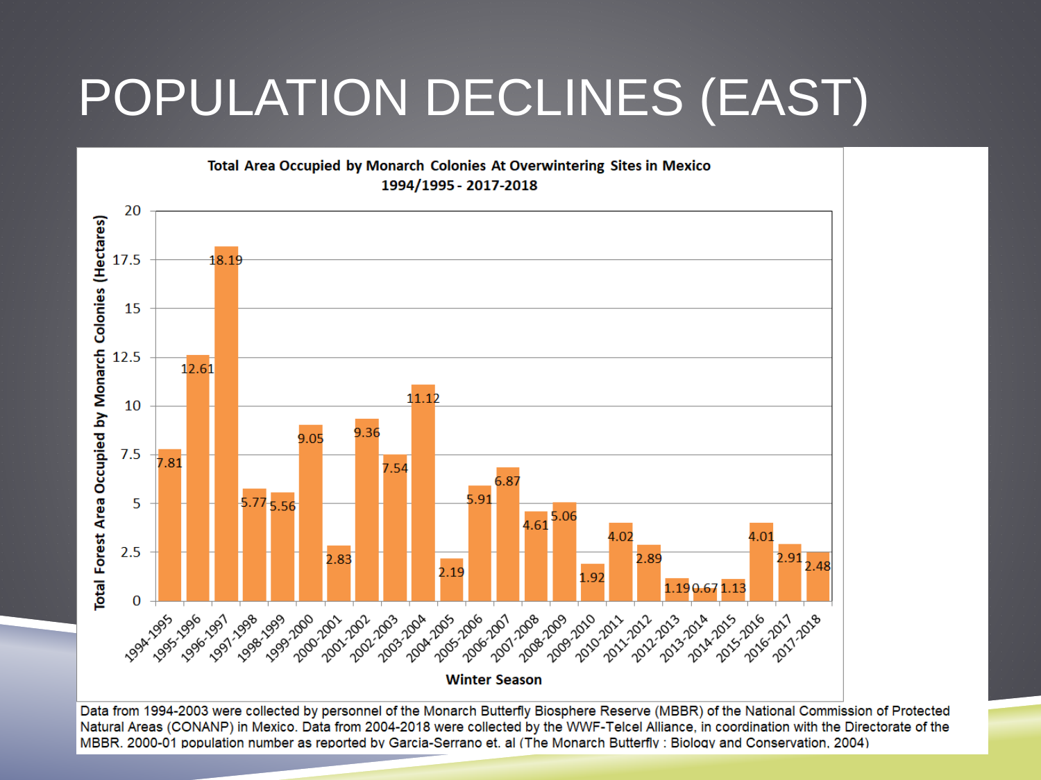# POPULATION DECLINES (EAST)

**Total Area Occupied by Monarch Colonies At Overwintering Sites in Mexico 1994/1995 - 2017-2018**

| Winter Season | Total Forest Area Occupied by Monarch Colonies (Hectares) |
|---|---|
| 1994-1995 | 7.81 |
| 1995-1996 | 12.61 |
| 1996-1997 | 18.19 |
| 1997-1998 | 5.77 |
| 1998-1999 | 5.56 |
| 1999-2000 | 9.05 |
| 2000-2001 | 2.83 |
| 2001-2002 | 9.36 |
| 2002-2003 | 7.54 |
| 2003-2004 | 11.12 |
| 2004-2005 | 2.19 |
| 2005-2006 | 5.91 |
| 2006-2007 | 6.87 |
| 2007-2008 | 4.61 |
| 2008-2009 | 5.06 |
| 2009-2010 | 1.92 |
| 2010-2011 | 4.02 |
| 2011-2012 | 2.89 |
| 2012-2013 | 1.19 |
| 2013-2014 | 0.67 |
| 2014-2015 | 1.13 |
| 2015-2016 | 4.01 |
| 2016-2017 | 2.91 |
| 2017-2018 | 2.48 |

Data from 1994-2003 were collected by personnel of the Monarch Butterfly Biosphere Reserve (MBBR) of the National Commission of Protected Natural Areas (CONANP) in Mexico. Data from 2004-2018 were collected by the WWF-Telcel Alliance, in coordination with the Directorate of the MBBR. 2000-01 population number as reported by Garcia-Serrano et. al (The Monarch Butterfly : Biology and Conservation, 2004)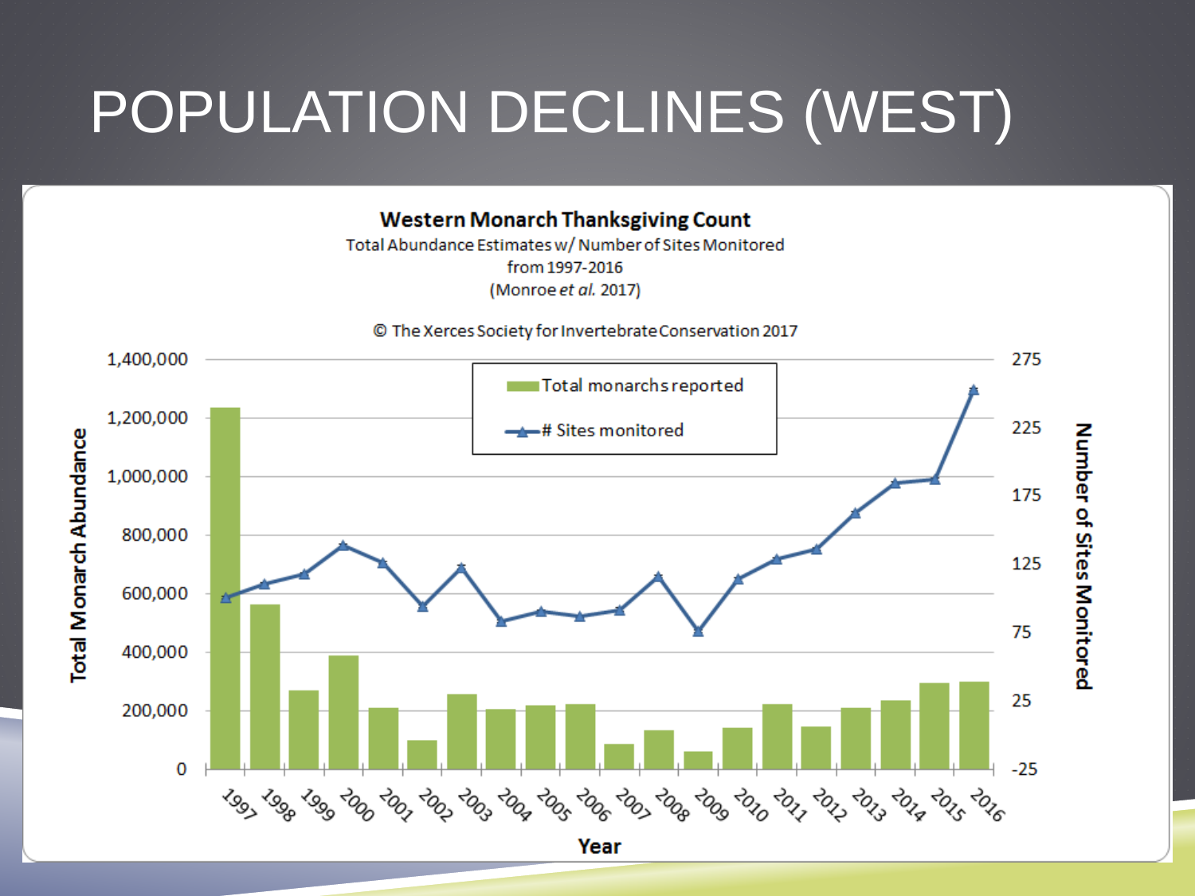# POPULATION DECLINES (WEST)

**Western Monarch Thanksgiving Count**

Total Abundance Estimates w/ Number of Sites Monitored from 1997-2016 (Monroe *et al.* 2017)

© The Xerces Society for Invertebrate Conservation 2017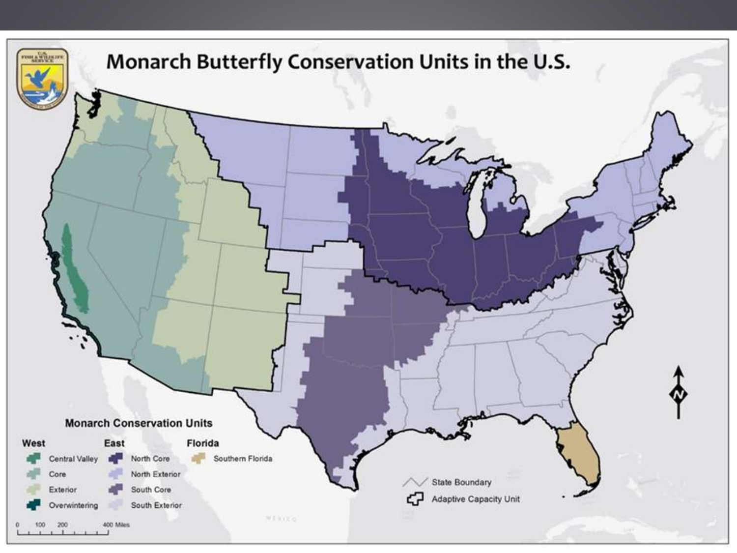# Monarch Butterfly Conservation Units in the U.S.

**Monarch Conservation Units**

| West | East | Florida |
| --- | --- | --- |
| Central Valley | North Core | Southern Florida |
| Core | North Exterior | |
| Exterior | South Core | |
| Overwintering | South Exterior | |

State Boundary

Adaptive Capacity Unit

0 100 200 400 Miles

MEXICO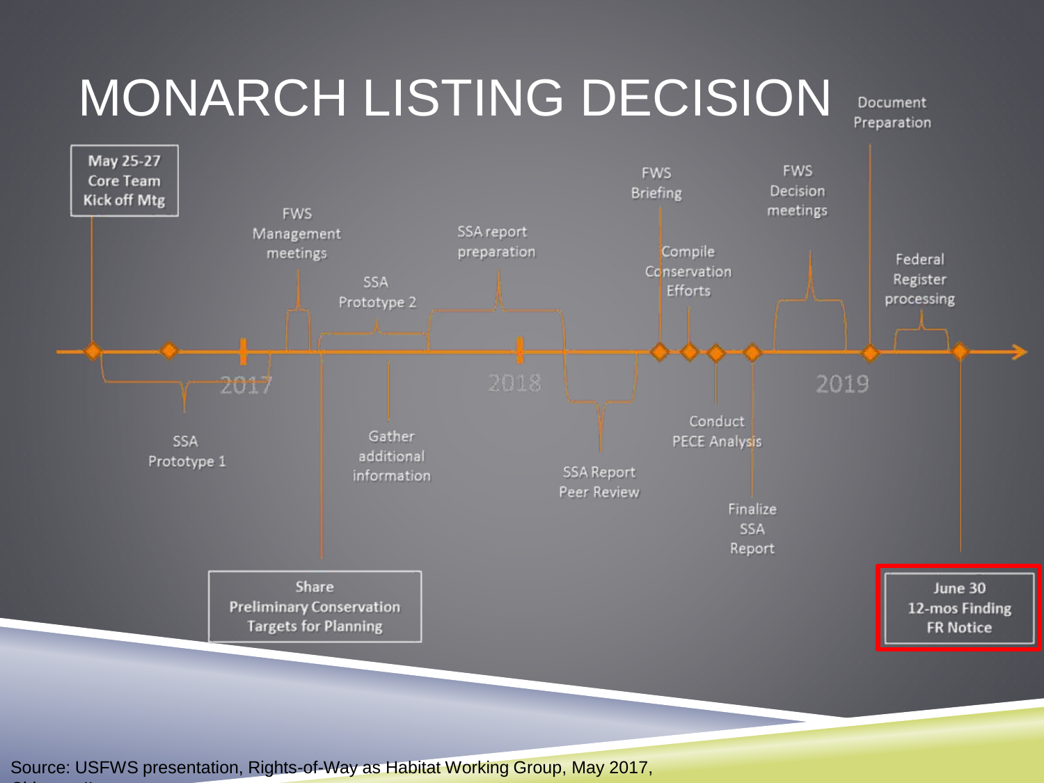# MONARCH LISTING DECISION

**May 25-27 Core Team Kick off Mtg**

SSA Prototype 1

FWS Management meetings

SSA Prototype 2

**Share Preliminary Conservation Targets for Planning**

Gather additional information

SSA report preparation

SSA Report Peer Review

FWS Briefing

Compile Conservation Efforts

Conduct PECE Analysis

Finalize SSA Report

FWS Decision meetings

Document Preparation

Federal Register processing

**June 30 12-mos Finding FR Notice**

2017 — 2018 — 2019

Source: USFWS presentation, Rights-of-Way as Habitat Working Group, May 2017,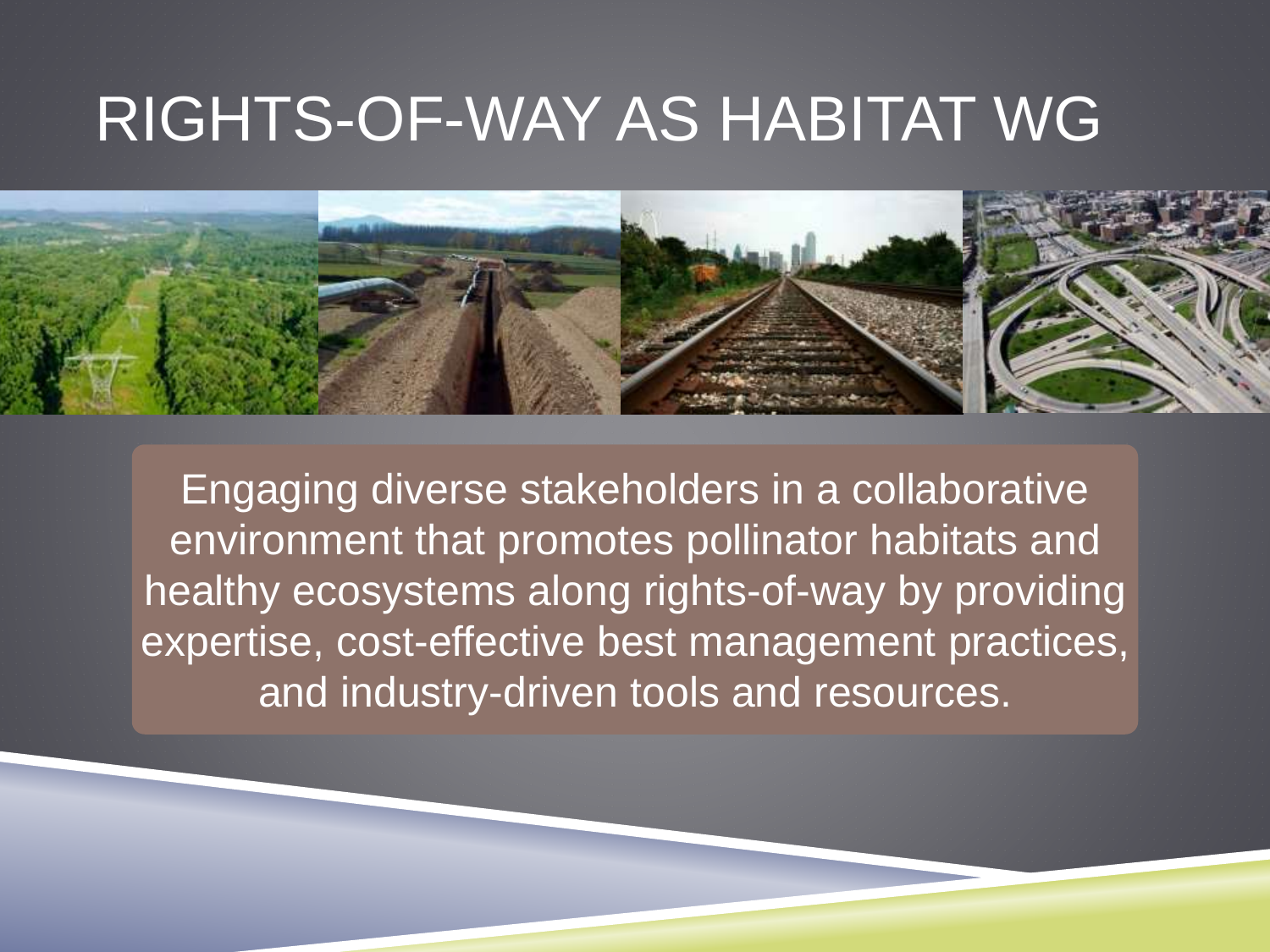# RIGHTS-OF-WAY AS HABITAT WG

Engaging diverse stakeholders in a collaborative environment that promotes pollinator habitats and healthy ecosystems along rights-of-way by providing expertise, cost-effective best management practices, and industry-driven tools and resources.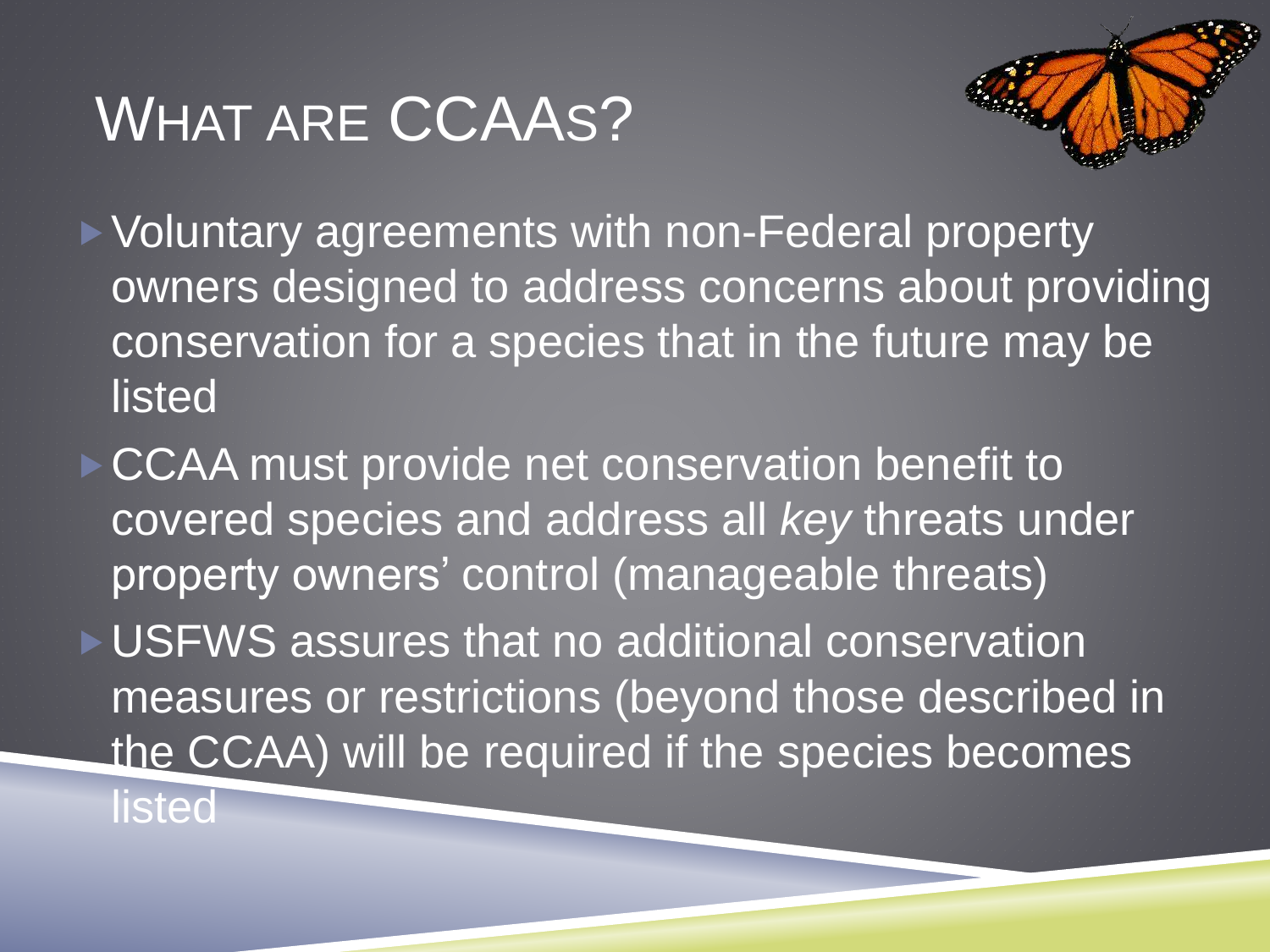# What are CCAAs?

- Voluntary agreements with non-Federal property owners designed to address concerns about providing conservation for a species that in the future may be listed
- CCAA must provide net conservation benefit to covered species and address all *key* threats under property owners' control (manageable threats)
- USFWS assures that no additional conservation measures or restrictions (beyond those described in the CCAA) will be required if the species becomes listed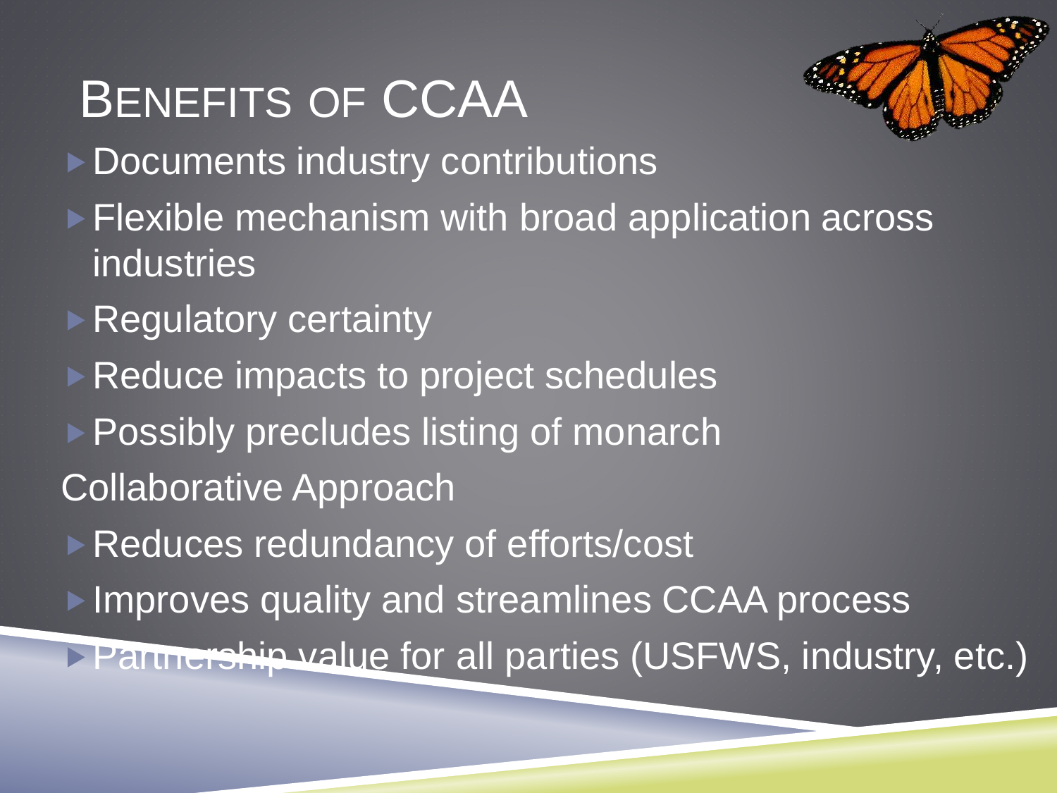# Benefits of CCAA

- Documents industry contributions
- Flexible mechanism with broad application across industries
- Regulatory certainty
- Reduce impacts to project schedules
- Possibly precludes listing of monarch

Collaborative Approach

- Reduces redundancy of efforts/cost
- Improves quality and streamlines CCAA process
- Partnership value for all parties (USFWS, industry, etc.)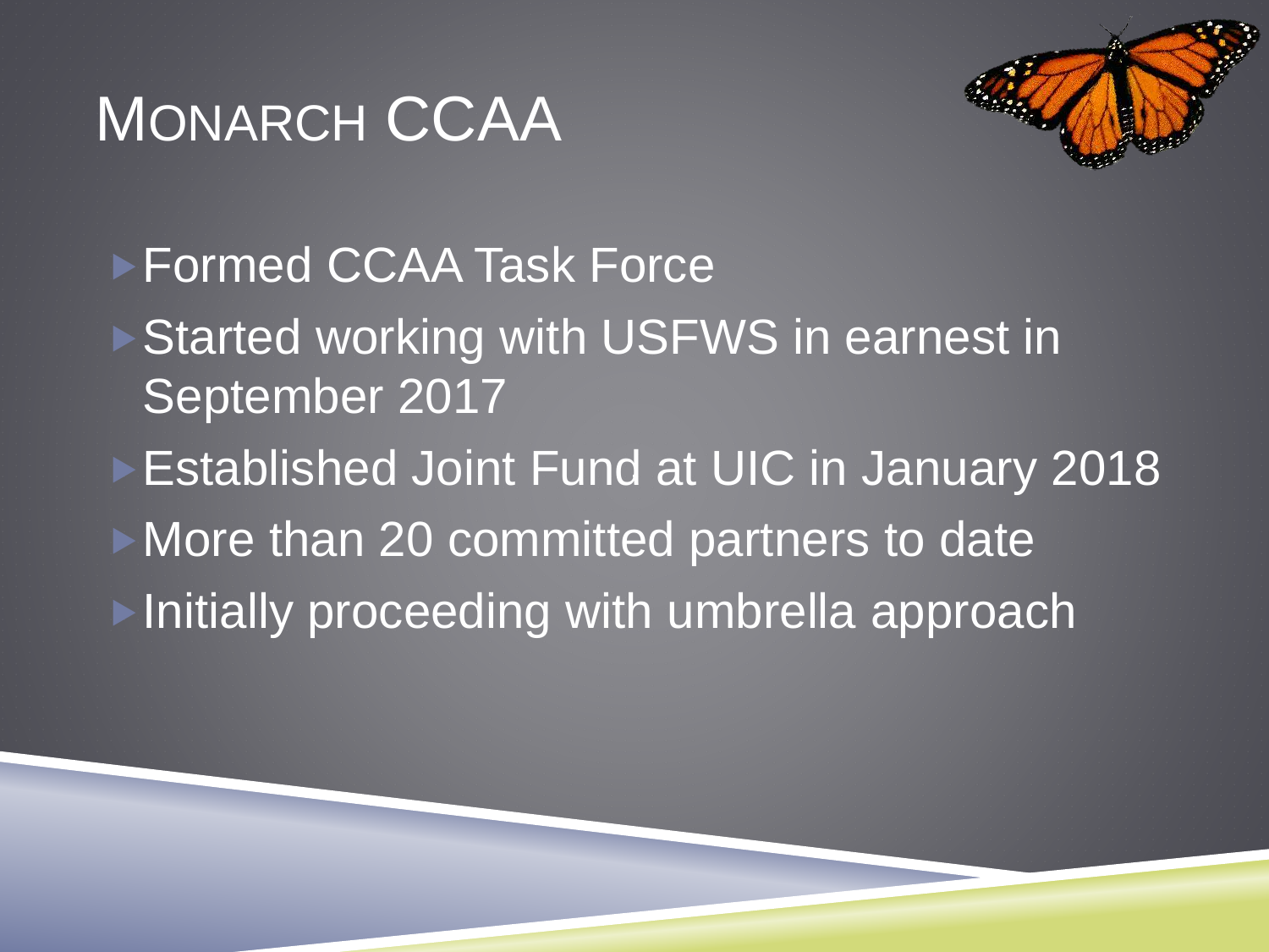# Monarch CCAA

- Formed CCAA Task Force
- Started working with USFWS in earnest in September 2017
- Established Joint Fund at UIC in January 2018
- More than 20 committed partners to date
- Initially proceeding with umbrella approach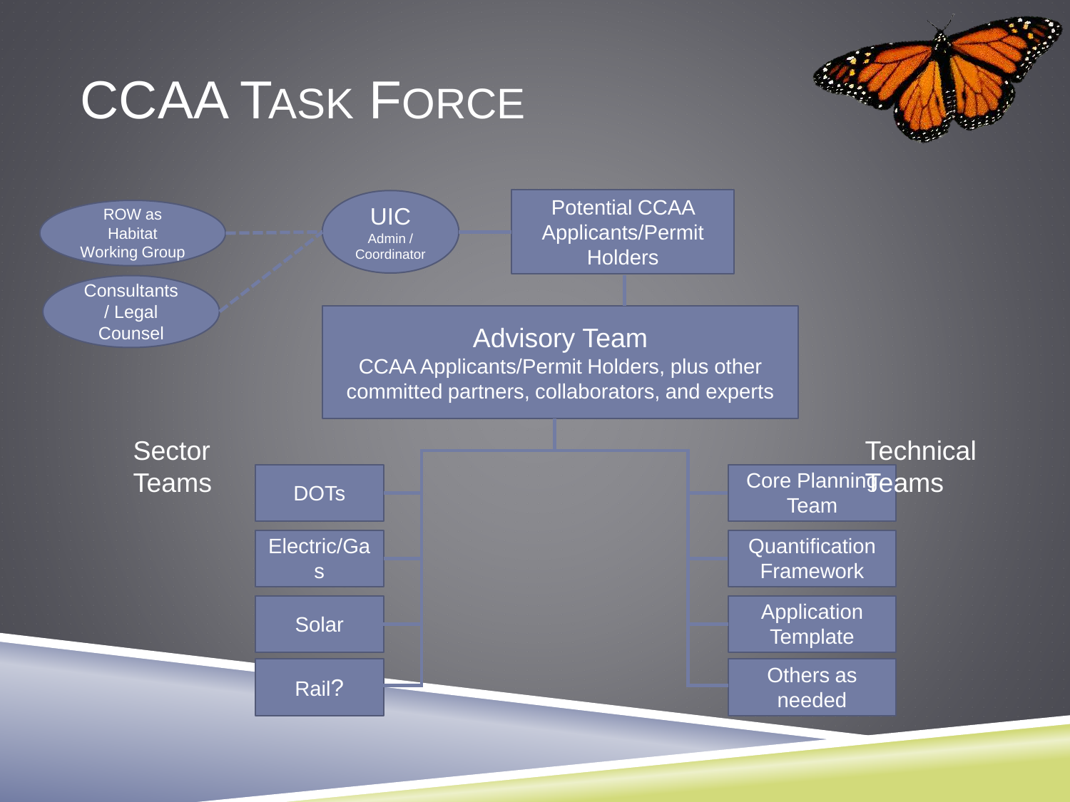# CCAA Task Force

- ROW as Habitat Working Group
- Consultants / Legal Counsel
- UIC Admin / Coordinator
- Potential CCAA Applicants/Permit Holders

**Advisory Team**
CCAA Applicants/Permit Holders, plus other committed partners, collaborators, and experts

**Sector Teams**

- DOTs
- Electric/Gas
- Solar
- Rail?

**Technical Teams**

- Core Planning Team
- Quantification Framework
- Application Template
- Others as needed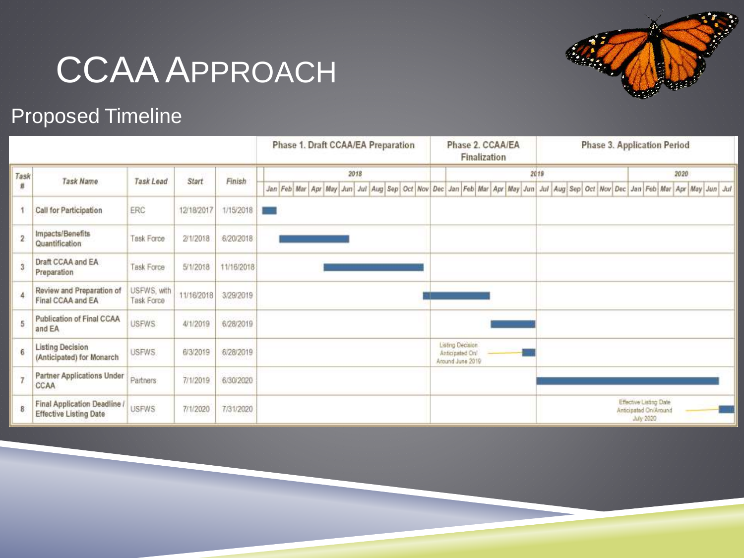# CCAA Approach

## Proposed Timeline

| Task # | Task Name | Task Lead | Start | Finish |
|---|---|---|---|---|
| 1 | Call for Participation | ERC | 12/18/2017 | 1/15/2018 |
| 2 | Impacts/Benefits Quantification | Task Force | 2/1/2018 | 6/20/2018 |
| 3 | Draft CCAA and EA Preparation | Task Force | 5/1/2018 | 11/16/2018 |
| 4 | Review and Preparation of Final CCAA and EA | USFWS, with Task Force | 11/16/2018 | 3/29/2019 |
| 5 | Publication of Final CCAA and EA | USFWS | 4/1/2019 | 6/28/2019 |
| 6 | Listing Decision (Anticipated) for Monarch | USFWS | 6/3/2019 | 6/28/2019 |
| 7 | Partner Applications Under CCAA | Partners | 7/1/2019 | 6/30/2020 |
| 8 | Final Application Deadline / Effective Listing Date | USFWS | 7/1/2020 | 7/31/2020 |

Phase 1. Draft CCAA/EA Preparation (Tasks 1–3, 2018)

Phase 2. CCAA/EA Finalization (Tasks 4–6, Dec 2018 – Jun 2019)

Phase 3. Application Period (Tasks 7–8, Jul 2019 – Jul 2020)

Listing Decision Anticipated On/Around June 2019

Effective Listing Date Anticipated On/Around July 2020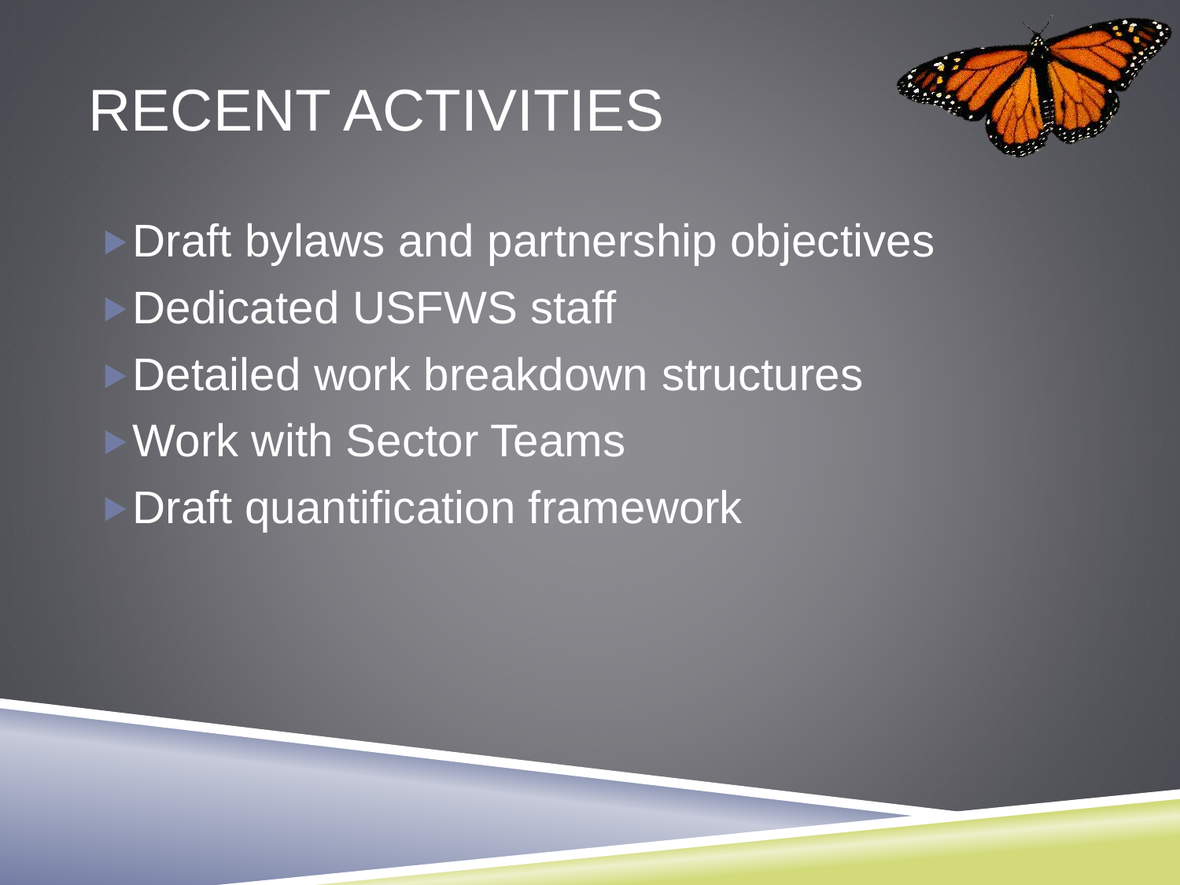# RECENT ACTIVITIES

- Draft bylaws and partnership objectives
- Dedicated USFWS staff
- Detailed work breakdown structures
- Work with Sector Teams
- Draft quantification framework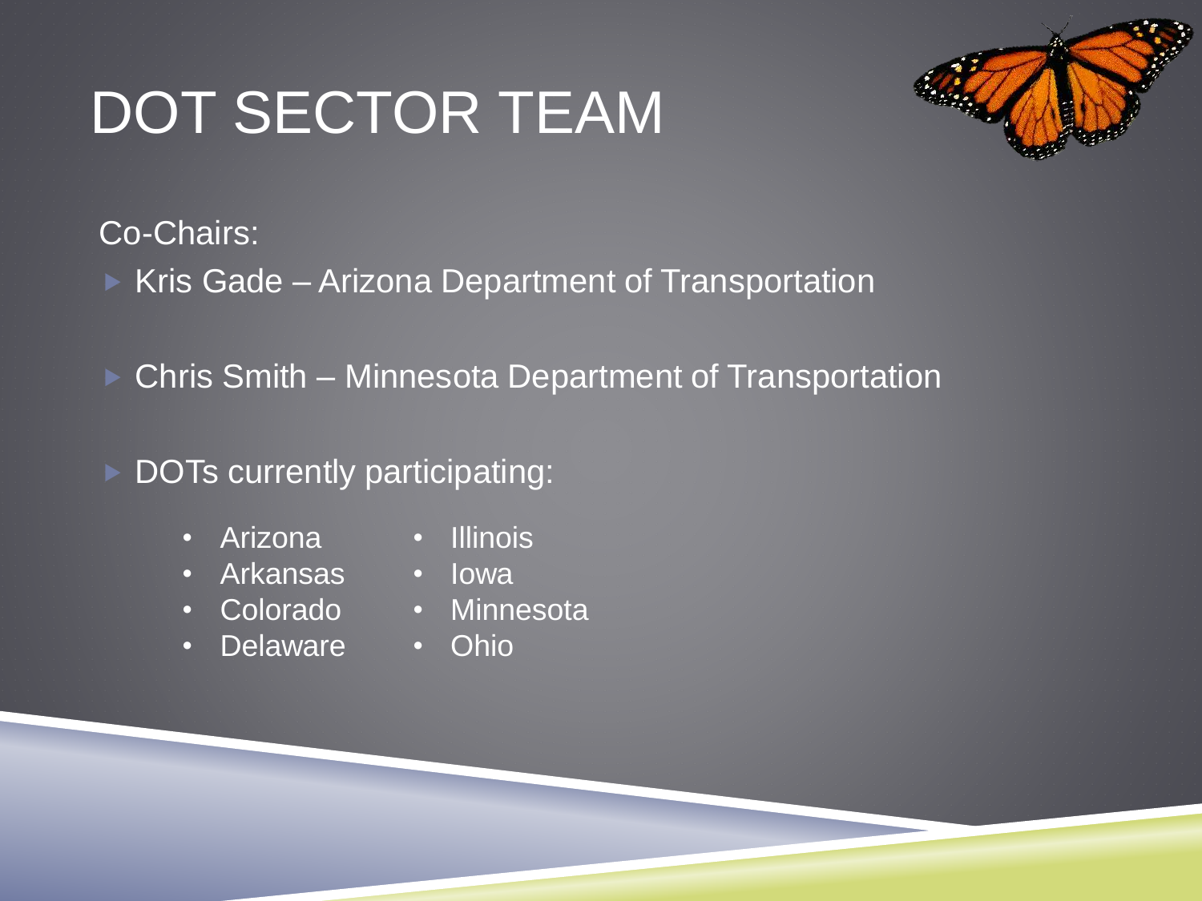# DOT SECTOR TEAM

Co-Chairs:

- Kris Gade – Arizona Department of Transportation
- Chris Smith – Minnesota Department of Transportation
- DOTs currently participating:
  - Arizona
  - Arkansas
  - Colorado
  - Delaware
  - Illinois
  - Iowa
  - Minnesota
  - Ohio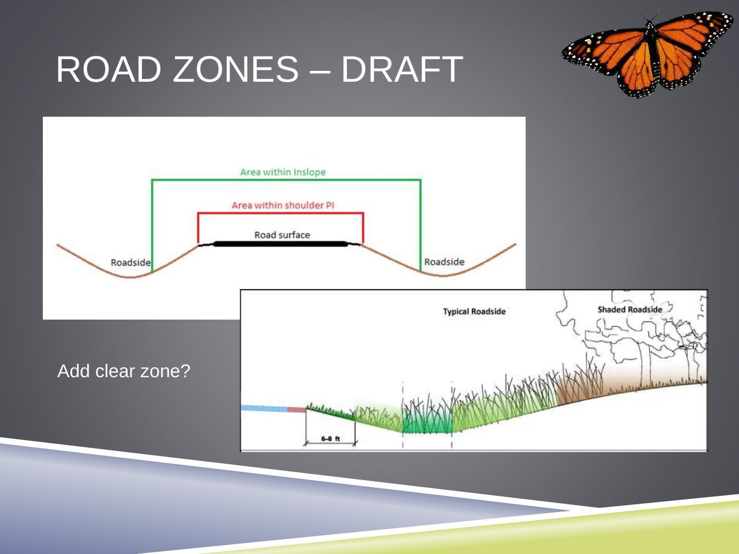# ROAD ZONES – DRAFT

Area within Inslope

Area within shoulder PI

Road surface

Roadside

Roadside

Add clear zone?

Typical Roadside

Shaded Roadside

6–8 ft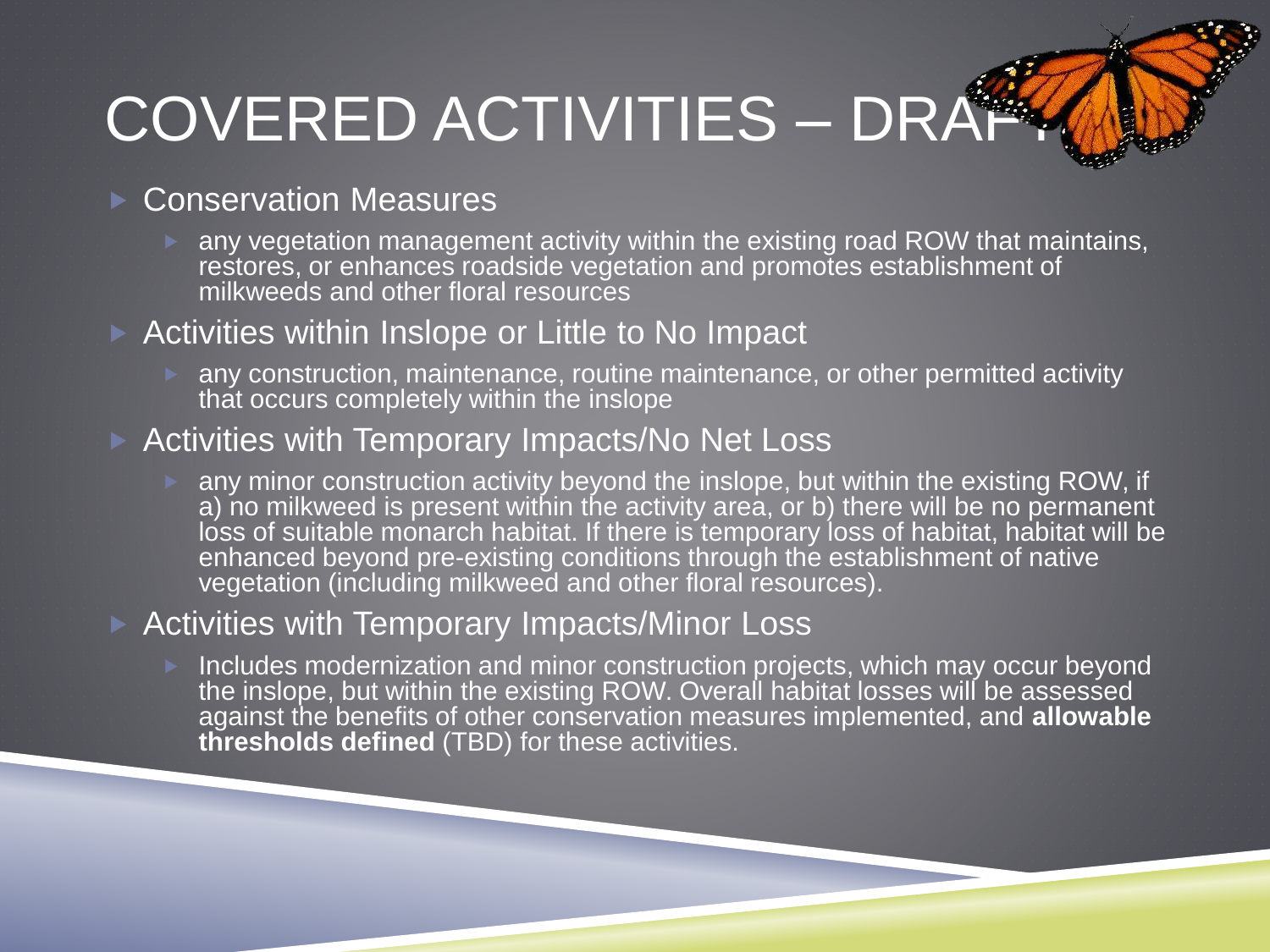# COVERED ACTIVITIES – DRAFT

- Conservation Measures
  - any vegetation management activity within the existing road ROW that maintains, restores, or enhances roadside vegetation and promotes establishment of milkweeds and other floral resources
- Activities within Inslope or Little to No Impact
  - any construction, maintenance, routine maintenance, or other permitted activity that occurs completely within the inslope
- Activities with Temporary Impacts/No Net Loss
  - any minor construction activity beyond the inslope, but within the existing ROW, if a) no milkweed is present within the activity area, or b) there will be no permanent loss of suitable monarch habitat. If there is temporary loss of habitat, habitat will be enhanced beyond pre-existing conditions through the establishment of native vegetation (including milkweed and other floral resources).
- Activities with Temporary Impacts/Minor Loss
  - Includes modernization and minor construction projects, which may occur beyond the inslope, but within the existing ROW. Overall habitat losses will be assessed against the benefits of other conservation measures implemented, and **allowable thresholds defined** (TBD) for these activities.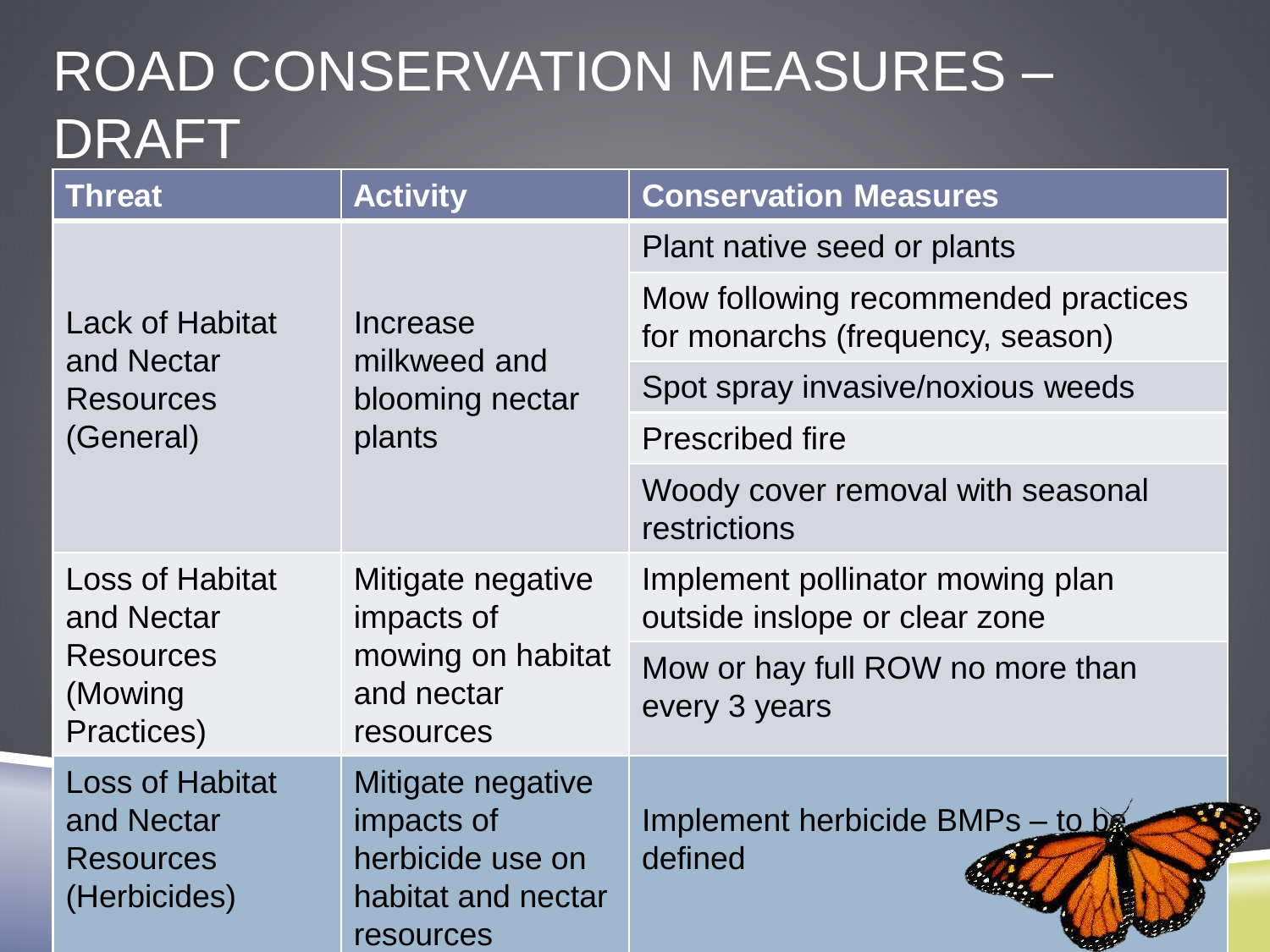# ROAD CONSERVATION MEASURES – DRAFT

| Threat | Activity | Conservation Measures |
|---|---|---|
| Lack of Habitat and Nectar Resources (General) | Increase milkweed and blooming nectar plants | Plant native seed or plants |
| | | Mow following recommended practices for monarchs (frequency, season) |
| | | Spot spray invasive/noxious weeds |
| | | Prescribed fire |
| | | Woody cover removal with seasonal restrictions |
| Loss of Habitat and Nectar Resources (Mowing Practices) | Mitigate negative impacts of mowing on habitat and nectar resources | Implement pollinator mowing plan outside inslope or clear zone |
| | | Mow or hay full ROW no more than every 3 years |
| Loss of Habitat and Nectar Resources (Herbicides) | Mitigate negative impacts of herbicide use on habitat and nectar resources | Implement herbicide BMPs – to be defined |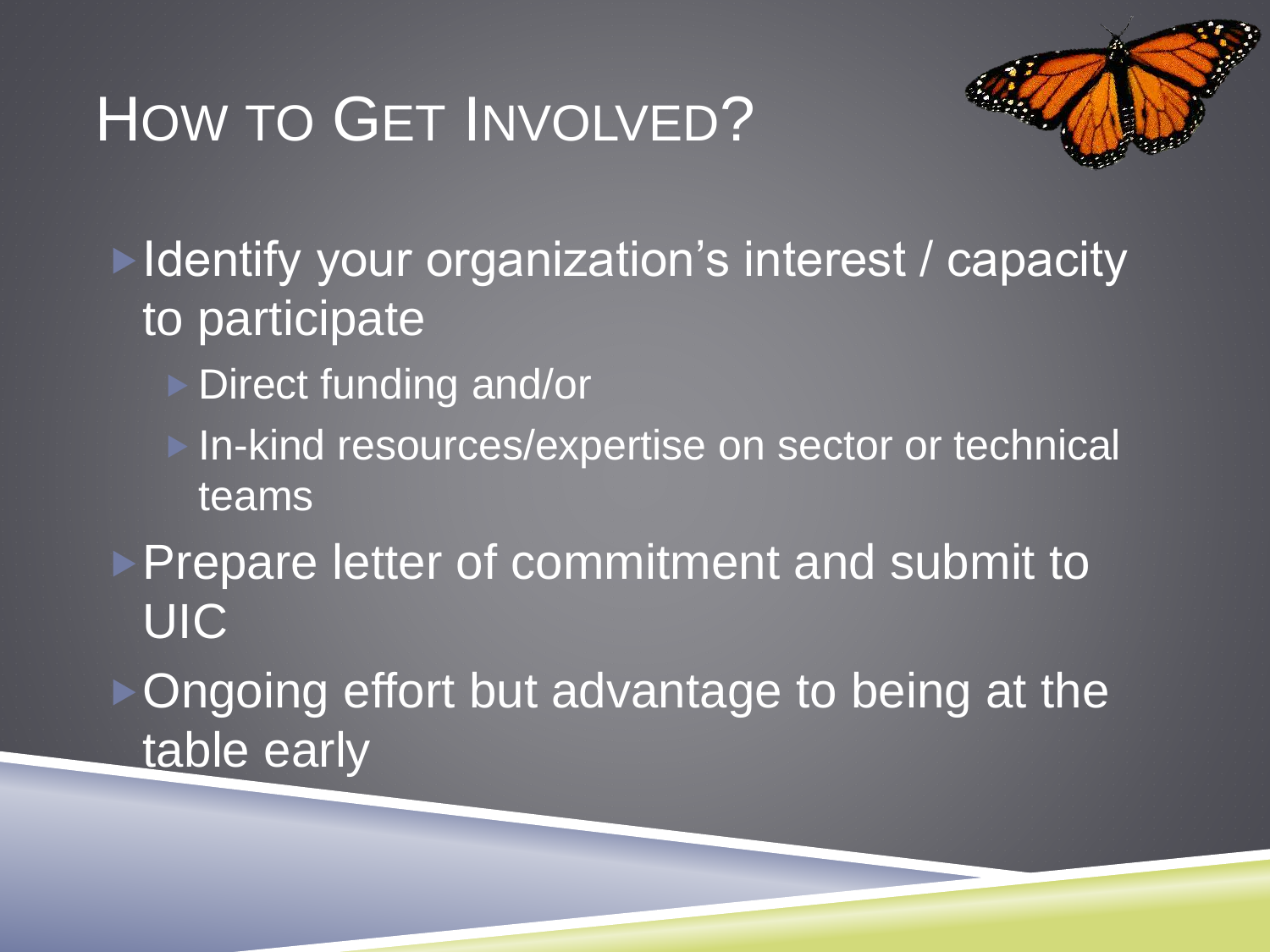# How to Get Involved?

- Identify your organization's interest / capacity to participate
  - Direct funding and/or
  - In-kind resources/expertise on sector or technical teams
- Prepare letter of commitment and submit to UIC
- Ongoing effort but advantage to being at the table early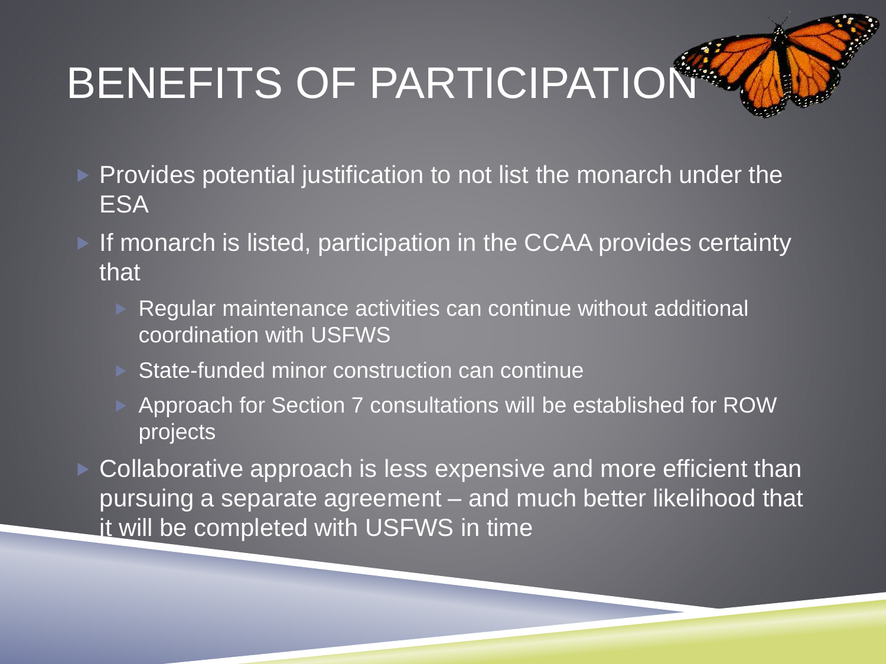# BENEFITS OF PARTICIPATION

- Provides potential justification to not list the monarch under the ESA
- If monarch is listed, participation in the CCAA provides certainty that
  - Regular maintenance activities can continue without additional coordination with USFWS
  - State-funded minor construction can continue
  - Approach for Section 7 consultations will be established for ROW projects
- Collaborative approach is less expensive and more efficient than pursuing a separate agreement – and much better likelihood that it will be completed with USFWS in time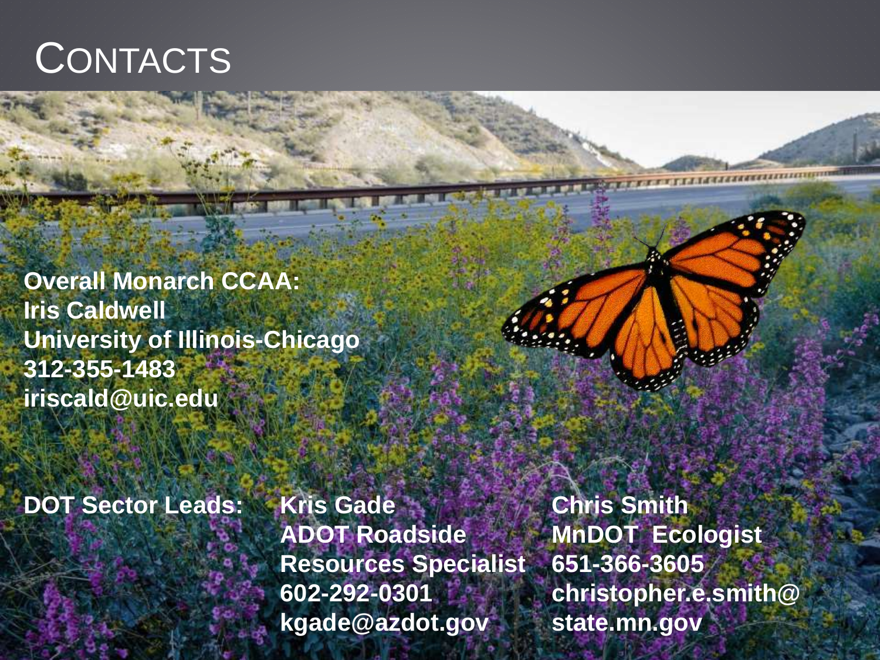# Contacts

**Overall Monarch CCAA:**
**Iris Caldwell**
**University of Illinois-Chicago**
**312-355-1483**
**iriscald@uic.edu**

**DOT Sector Leads:**

**Kris Gade**
**ADOT Roadside Resources Specialist**
**602-292-0301**
**kgade@azdot.gov**

**Chris Smith**
**MnDOT Ecologist**
**651-366-3605**
**christopher.e.smith@state.mn.gov**